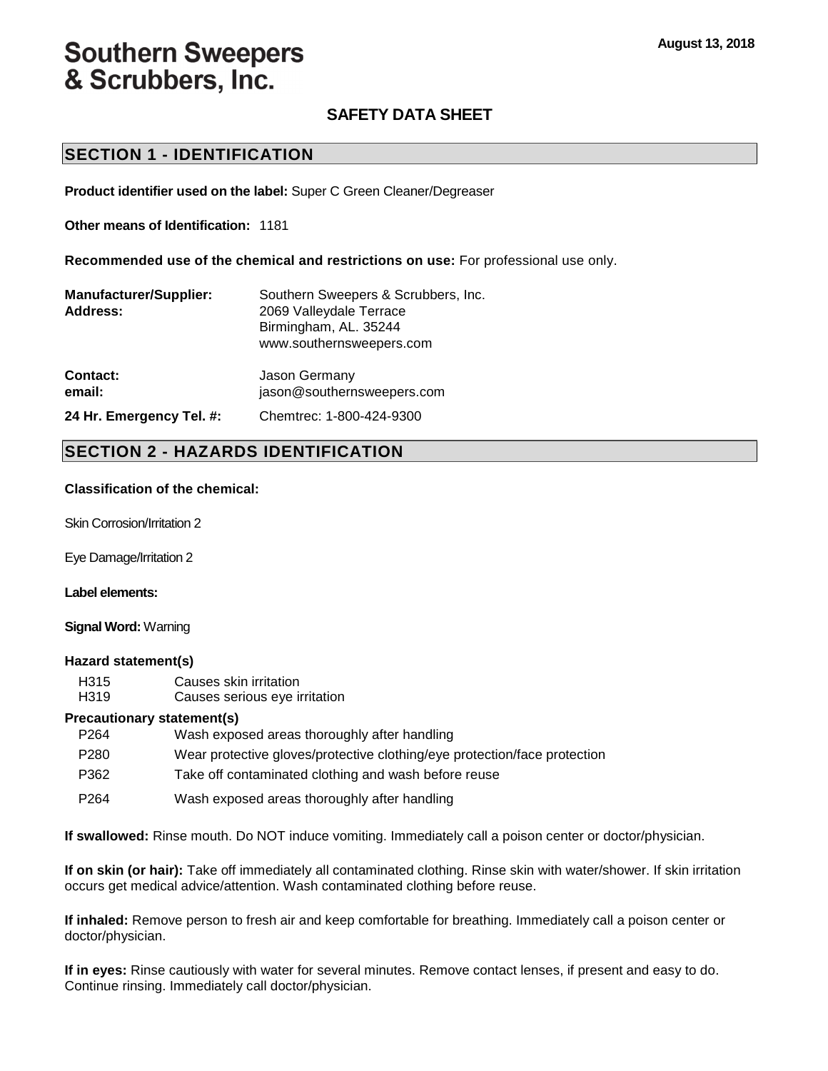August 13, 2018

# Southern Sweepers & Scrubbers, Inc.

## SAFETY DATA SHEET

## SECTION 1 - IDENTIFICATION

**Product identifier used on the label:** Super C Green Cleaner/Degreaser

**Other means of Identification:** 1181

**Recommended use of the chemical and restrictions on use:** For professional use only.

**Manufacturer/Supplier:** Southern Sweepers & Scrubbers, Inc.
**Address:** 2069 Valleydale Terrace
Birmingham, AL. 35244
www.southernsweepers.com

**Contact:** Jason Germany
**email:** jason@southernsweepers.com

**24 Hr. Emergency Tel. #:** Chemtrec: 1-800-424-9300

## SECTION 2 - HAZARDS IDENTIFICATION

**Classification of the chemical:**

Skin Corrosion/Irritation 2

Eye Damage/Irritation 2

**Label elements:**

**Signal Word:** Warning

**Hazard statement(s)**

| | |
|---|---|
| H315 | Causes skin irritation |
| H319 | Causes serious eye irritation |

**Precautionary statement(s)**

| | |
|---|---|
| P264 | Wash exposed areas thoroughly after handling |
| P280 | Wear protective gloves/protective clothing/eye protection/face protection |
| P362 | Take off contaminated clothing and wash before reuse |
| P264 | Wash exposed areas thoroughly after handling |

**If swallowed:** Rinse mouth. Do NOT induce vomiting. Immediately call a poison center or doctor/physician.

**If on skin (or hair):** Take off immediately all contaminated clothing. Rinse skin with water/shower. If skin irritation occurs get medical advice/attention. Wash contaminated clothing before reuse.

**If inhaled:** Remove person to fresh air and keep comfortable for breathing. Immediately call a poison center or doctor/physician.

**If in eyes:** Rinse cautiously with water for several minutes. Remove contact lenses, if present and easy to do. Continue rinsing. Immediately call doctor/physician.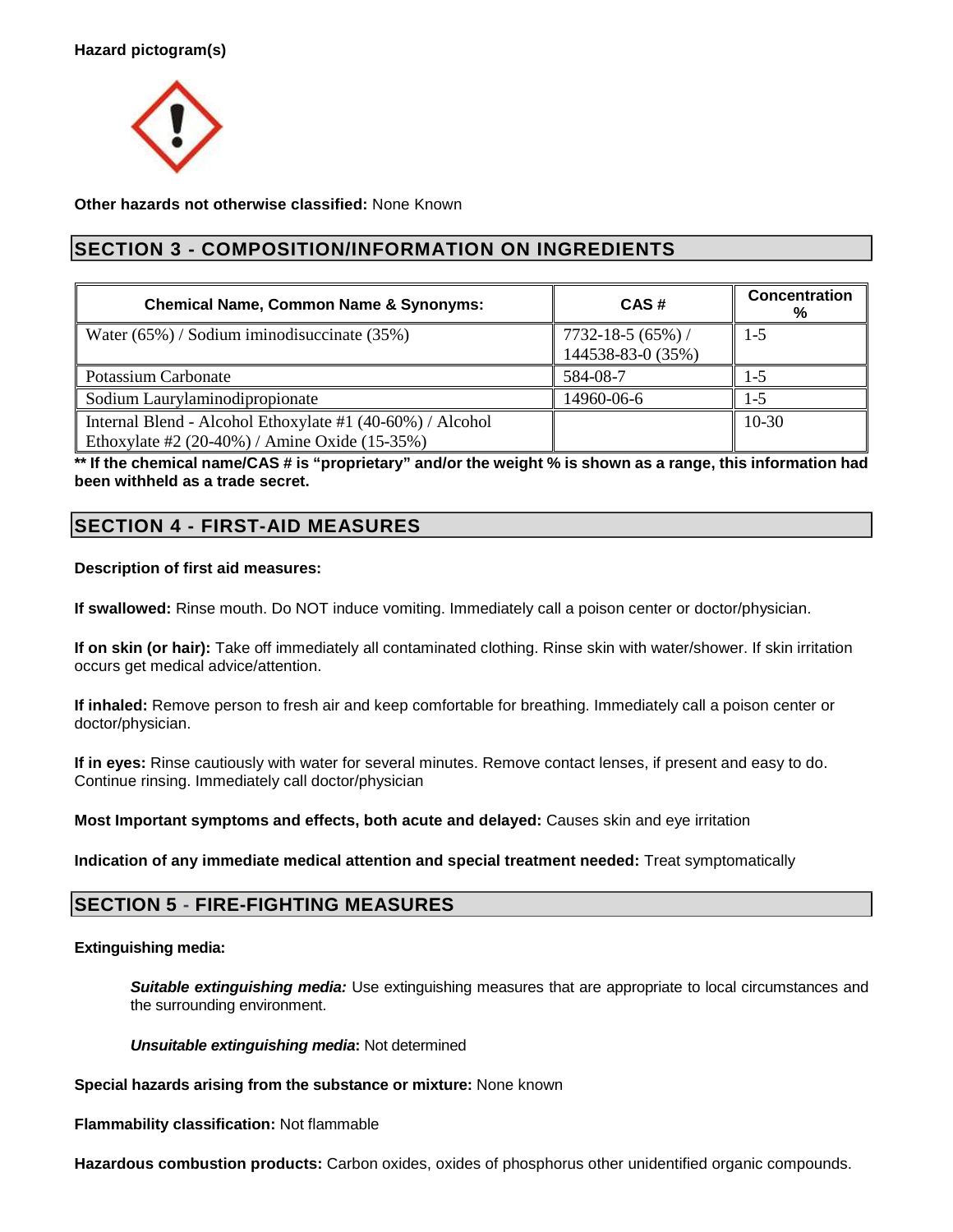**Hazard pictogram(s)**

**Other hazards not otherwise classified:** None Known

## SECTION 3 - COMPOSITION/INFORMATION ON INGREDIENTS

| Chemical Name, Common Name & Synonyms: | CAS # | Concentration % |
|---|---|---|
| Water (65%) / Sodium iminodisuccinate (35%) | 7732-18-5 (65%) / 144538-83-0 (35%) | 1-5 |
| Potassium Carbonate | 584-08-7 | 1-5 |
| Sodium Laurylaminodipropionate | 14960-06-6 | 1-5 |
| Internal Blend - Alcohol Ethoxylate #1 (40-60%) / Alcohol Ethoxylate #2 (20-40%) / Amine Oxide (15-35%) | | 10-30 |

**** If the chemical name/CAS # is "proprietary" and/or the weight % is shown as a range, this information had been withheld as a trade secret.**

## SECTION 4 - FIRST-AID MEASURES

**Description of first aid measures:**

**If swallowed:** Rinse mouth. Do NOT induce vomiting. Immediately call a poison center or doctor/physician.

**If on skin (or hair):** Take off immediately all contaminated clothing. Rinse skin with water/shower. If skin irritation occurs get medical advice/attention.

**If inhaled:** Remove person to fresh air and keep comfortable for breathing. Immediately call a poison center or doctor/physician.

**If in eyes:** Rinse cautiously with water for several minutes. Remove contact lenses, if present and easy to do. Continue rinsing. Immediately call doctor/physician

**Most Important symptoms and effects, both acute and delayed:** Causes skin and eye irritation

**Indication of any immediate medical attention and special treatment needed:** Treat symptomatically

## SECTION 5 - FIRE-FIGHTING MEASURES

**Extinguishing media:**

***Suitable extinguishing media:*** Use extinguishing measures that are appropriate to local circumstances and the surrounding environment.

***Unsuitable extinguishing media*:** Not determined

**Special hazards arising from the substance or mixture:** None known

**Flammability classification:** Not flammable

**Hazardous combustion products:** Carbon oxides, oxides of phosphorus other unidentified organic compounds.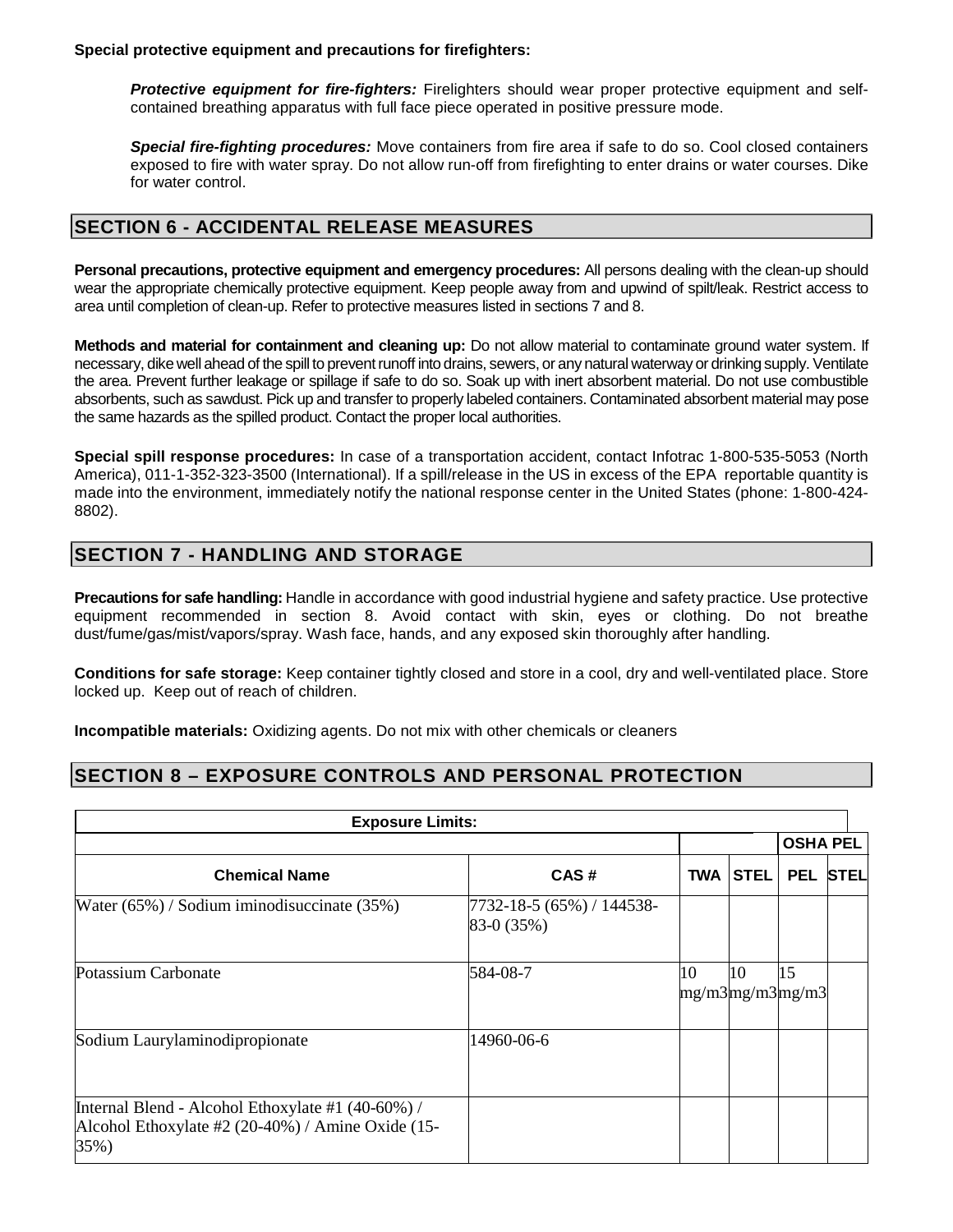**Special protective equipment and precautions for firefighters:**

***Protective equipment for fire-fighters:*** Firelighters should wear proper protective equipment and self-contained breathing apparatus with full face piece operated in positive pressure mode.

***Special fire-fighting procedures:*** Move containers from fire area if safe to do so. Cool closed containers exposed to fire with water spray. Do not allow run-off from firefighting to enter drains or water courses. Dike for water control.

## SECTION 6 - ACCIDENTAL RELEASE MEASURES

**Personal precautions, protective equipment and emergency procedures:** All persons dealing with the clean-up should wear the appropriate chemically protective equipment. Keep people away from and upwind of spilt/leak. Restrict access to area until completion of clean-up. Refer to protective measures listed in sections 7 and 8.

**Methods and material for containment and cleaning up:** Do not allow material to contaminate ground water system. If necessary, dike well ahead of the spill to prevent runoff into drains, sewers, or any natural waterway or drinking supply. Ventilate the area. Prevent further leakage or spillage if safe to do so. Soak up with inert absorbent material. Do not use combustible absorbents, such as sawdust. Pick up and transfer to properly labeled containers. Contaminated absorbent material may pose the same hazards as the spilled product. Contact the proper local authorities.

**Special spill response procedures:** In case of a transportation accident, contact Infotrac 1-800-535-5053 (North America), 011-1-352-323-3500 (International). If a spill/release in the US in excess of the EPA reportable quantity is made into the environment, immediately notify the national response center in the United States (phone: 1-800-424-8802).

## SECTION 7 - HANDLING AND STORAGE

**Precautions for safe handling:** Handle in accordance with good industrial hygiene and safety practice. Use protective equipment recommended in section 8. Avoid contact with skin, eyes or clothing. Do not breathe dust/fume/gas/mist/vapors/spray. Wash face, hands, and any exposed skin thoroughly after handling.

**Conditions for safe storage:** Keep container tightly closed and store in a cool, dry and well-ventilated place. Store locked up. Keep out of reach of children.

**Incompatible materials:** Oxidizing agents. Do not mix with other chemicals or cleaners

## SECTION 8 – EXPOSURE CONTROLS AND PERSONAL PROTECTION

| **Exposure Limits:** | | | | | |
|---|---|---|---|---|---|
| | | | | **OSHA PEL** | |
| **Chemical Name** | **CAS #** | **TWA** | **STEL** | **PEL** | **STEL** |
| Water (65%) / Sodium iminodisuccinate (35%) | 7732-18-5 (65%) / 144538-83-0 (35%) | | | | |
| Potassium Carbonate | 584-08-7 | 10 mg/m3 | 10 mg/m3 | 15 mg/m3 | |
| Sodium Laurylaminodipropionate | 14960-06-6 | | | | |
| Internal Blend - Alcohol Ethoxylate #1 (40-60%) / Alcohol Ethoxylate #2 (20-40%) / Amine Oxide (15-35%) | | | | | |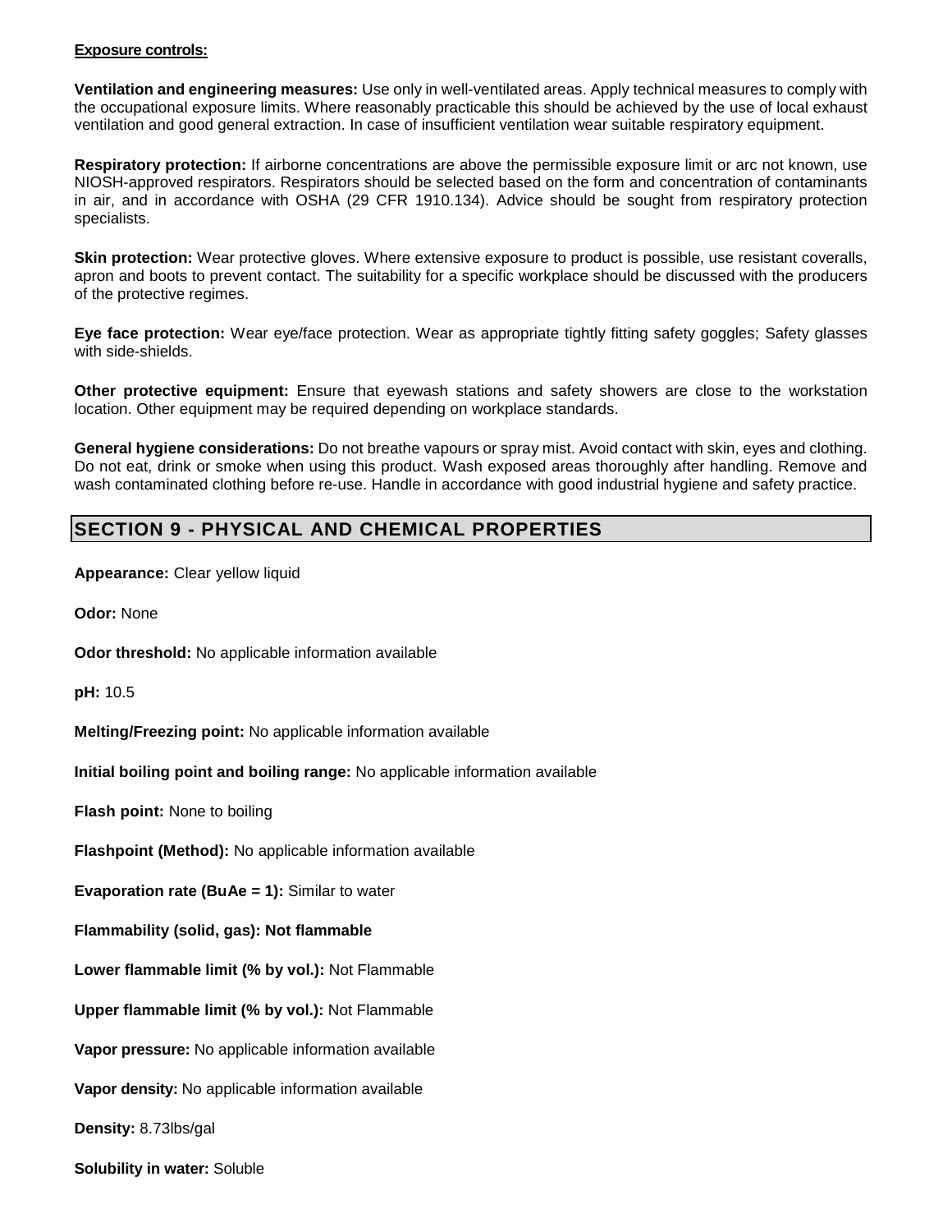**Exposure controls:**

**Ventilation and engineering measures:** Use only in well-ventilated areas. Apply technical measures to comply with the occupational exposure limits. Where reasonably practicable this should be achieved by the use of local exhaust ventilation and good general extraction. In case of insufficient ventilation wear suitable respiratory equipment.

**Respiratory protection:** If airborne concentrations are above the permissible exposure limit or arc not known, use NIOSH-approved respirators. Respirators should be selected based on the form and concentration of contaminants in air, and in accordance with OSHA (29 CFR 1910.134). Advice should be sought from respiratory protection specialists.

**Skin protection:** Wear protective gloves. Where extensive exposure to product is possible, use resistant coveralls, apron and boots to prevent contact. The suitability for a specific workplace should be discussed with the producers of the protective regimes.

**Eye face protection:** Wear eye/face protection. Wear as appropriate tightly fitting safety goggles; Safety glasses with side-shields.

**Other protective equipment:** Ensure that eyewash stations and safety showers are close to the workstation location. Other equipment may be required depending on workplace standards.

**General hygiene considerations:** Do not breathe vapours or spray mist. Avoid contact with skin, eyes and clothing. Do not eat, drink or smoke when using this product. Wash exposed areas thoroughly after handling. Remove and wash contaminated clothing before re-use. Handle in accordance with good industrial hygiene and safety practice.

## SECTION 9 - PHYSICAL AND CHEMICAL PROPERTIES

**Appearance:** Clear yellow liquid

**Odor:** None

**Odor threshold:** No applicable information available

**pH:** 10.5

**Melting/Freezing point:** No applicable information available

**Initial boiling point and boiling range:** No applicable information available

**Flash point:** None to boiling

**Flashpoint (Method):** No applicable information available

**Evaporation rate (BuAe = 1):** Similar to water

**Flammability (solid, gas): Not flammable**

**Lower flammable limit (% by vol.):** Not Flammable

**Upper flammable limit (% by vol.):** Not Flammable

**Vapor pressure:** No applicable information available

**Vapor density:** No applicable information available

**Density:** 8.73lbs/gal

**Solubility in water:** Soluble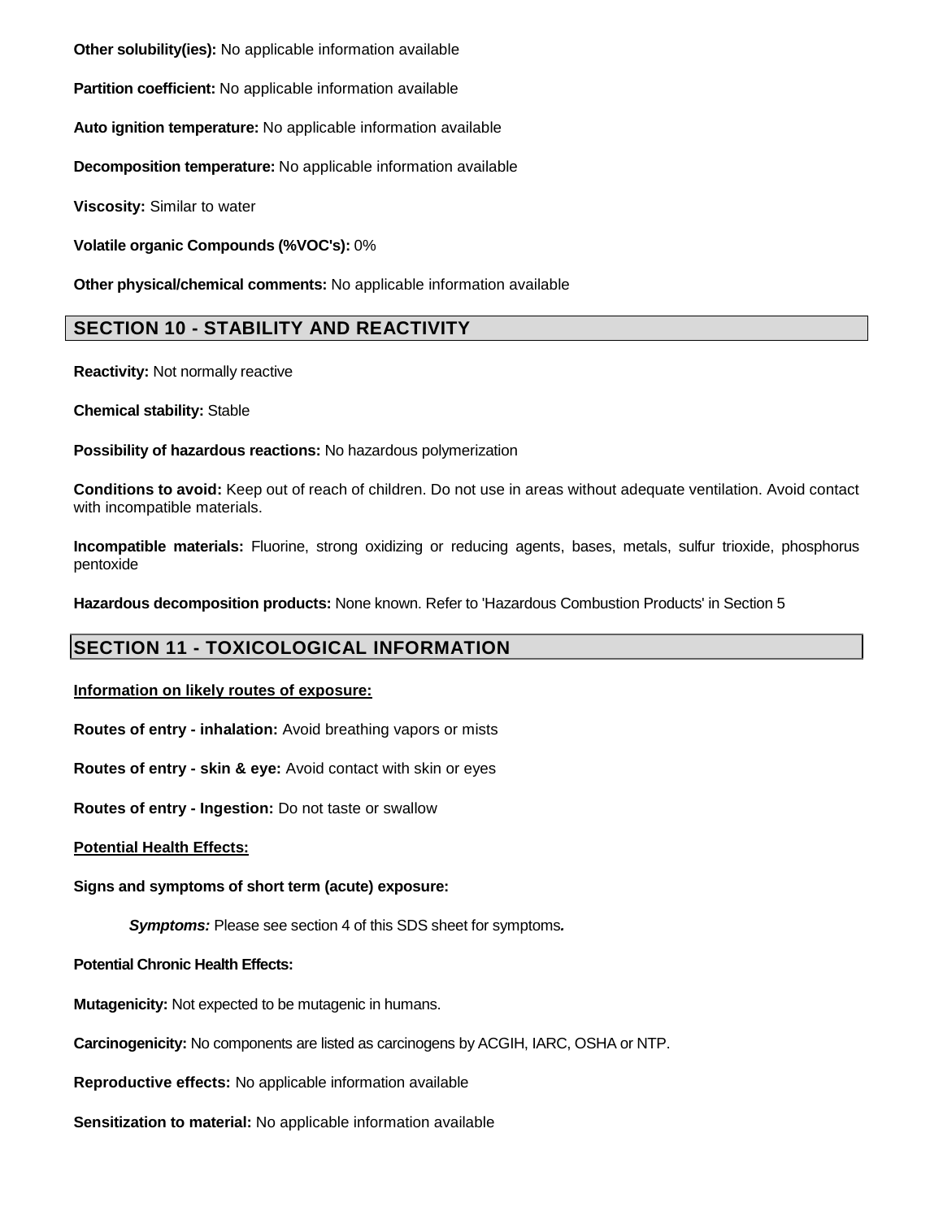**Other solubility(ies):** No applicable information available

**Partition coefficient:** No applicable information available

**Auto ignition temperature:** No applicable information available

**Decomposition temperature:** No applicable information available

**Viscosity:** Similar to water

**Volatile organic Compounds (%VOC's):** 0%

**Other physical/chemical comments:** No applicable information available

## SECTION 10 - STABILITY AND REACTIVITY

**Reactivity:** Not normally reactive

**Chemical stability:** Stable

**Possibility of hazardous reactions:** No hazardous polymerization

**Conditions to avoid:** Keep out of reach of children. Do not use in areas without adequate ventilation. Avoid contact with incompatible materials.

**Incompatible materials:** Fluorine, strong oxidizing or reducing agents, bases, metals, sulfur trioxide, phosphorus pentoxide

**Hazardous decomposition products:** None known. Refer to 'Hazardous Combustion Products' in Section 5

## SECTION 11 - TOXICOLOGICAL INFORMATION

**Information on likely routes of exposure:**

**Routes of entry - inhalation:** Avoid breathing vapors or mists

**Routes of entry - skin & eye:** Avoid contact with skin or eyes

**Routes of entry - Ingestion:** Do not taste or swallow

**Potential Health Effects:**

**Signs and symptoms of short term (acute) exposure:**

***Symptoms:*** Please see section 4 of this SDS sheet for symptoms.

**Potential Chronic Health Effects:**

**Mutagenicity:** Not expected to be mutagenic in humans.

**Carcinogenicity:** No components are listed as carcinogens by ACGIH, IARC, OSHA or NTP.

**Reproductive effects:** No applicable information available

**Sensitization to material:** No applicable information available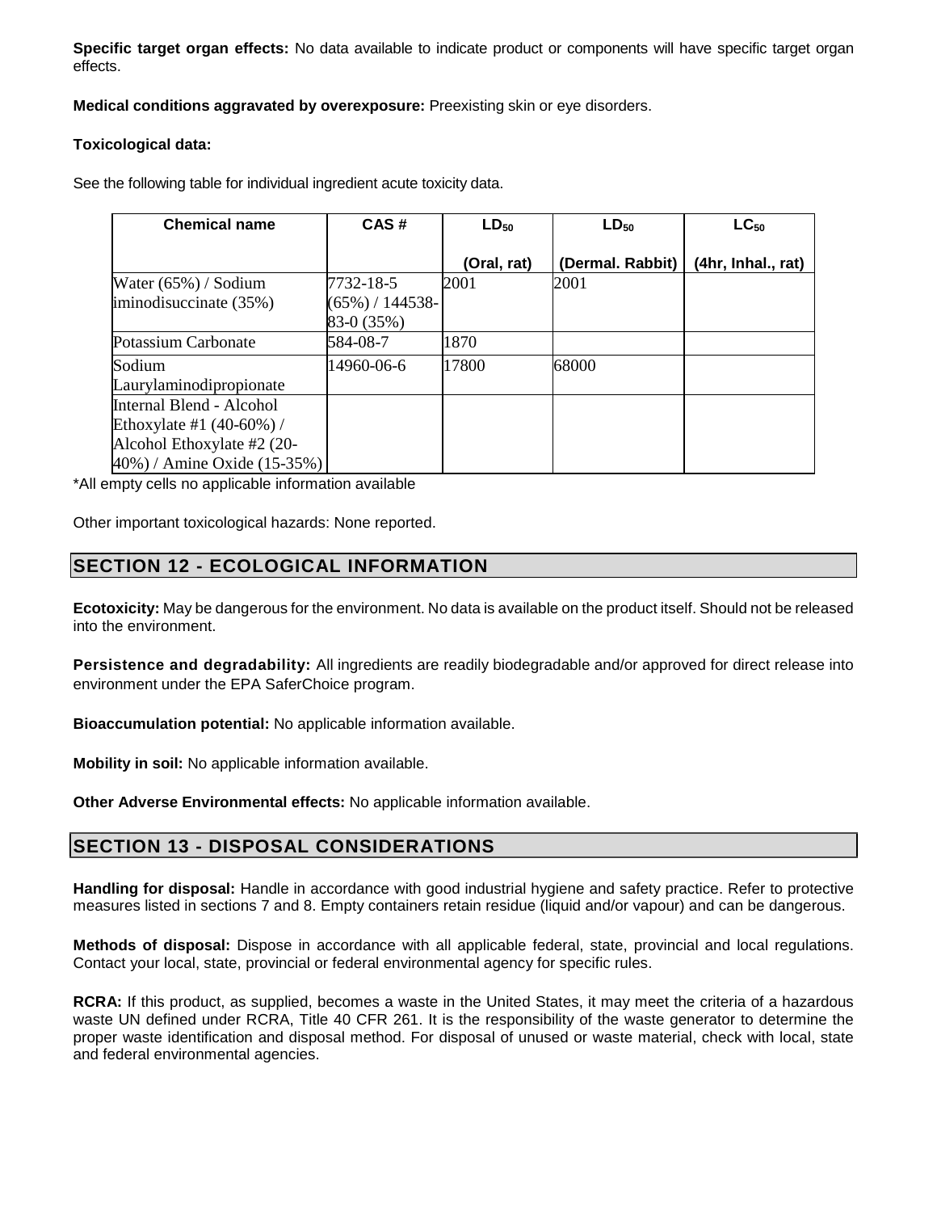**Specific target organ effects:** No data available to indicate product or components will have specific target organ effects.

**Medical conditions aggravated by overexposure:** Preexisting skin or eye disorders.

**Toxicological data:**

See the following table for individual ingredient acute toxicity data.

| Chemical name | CAS # | $LD_{50}$ (Oral, rat) | $LD_{50}$ (Dermal. Rabbit) | $LC_{50}$ (4hr, Inhal., rat) |
|---|---|---|---|---|
| Water (65%) / Sodium iminodisuccinate (35%) | 7732-18-5 (65%) / 144538-83-0 (35%) | 2001 | 2001 | |
| Potassium Carbonate | 584-08-7 | 1870 | | |
| Sodium Laurylaminodipropionate | 14960-06-6 | 17800 | 68000 | |
| Internal Blend - Alcohol Ethoxylate #1 (40-60%) / Alcohol Ethoxylate #2 (20-40%) / Amine Oxide (15-35%) | | | | |

*All empty cells no applicable information available

Other important toxicological hazards: None reported.

## SECTION 12 - ECOLOGICAL INFORMATION

**Ecotoxicity:** May be dangerous for the environment. No data is available on the product itself. Should not be released into the environment.

**Persistence and degradability:** All ingredients are readily biodegradable and/or approved for direct release into environment under the EPA SaferChoice program.

**Bioaccumulation potential:** No applicable information available.

**Mobility in soil:** No applicable information available.

**Other Adverse Environmental effects:** No applicable information available.

## SECTION 13 - DISPOSAL CONSIDERATIONS

**Handling for disposal:** Handle in accordance with good industrial hygiene and safety practice. Refer to protective measures listed in sections 7 and 8. Empty containers retain residue (liquid and/or vapour) and can be dangerous.

**Methods of disposal:** Dispose in accordance with all applicable federal, state, provincial and local regulations. Contact your local, state, provincial or federal environmental agency for specific rules.

**RCRA:** If this product, as supplied, becomes a waste in the United States, it may meet the criteria of a hazardous waste UN defined under RCRA, Title 40 CFR 261. It is the responsibility of the waste generator to determine the proper waste identification and disposal method. For disposal of unused or waste material, check with local, state and federal environmental agencies.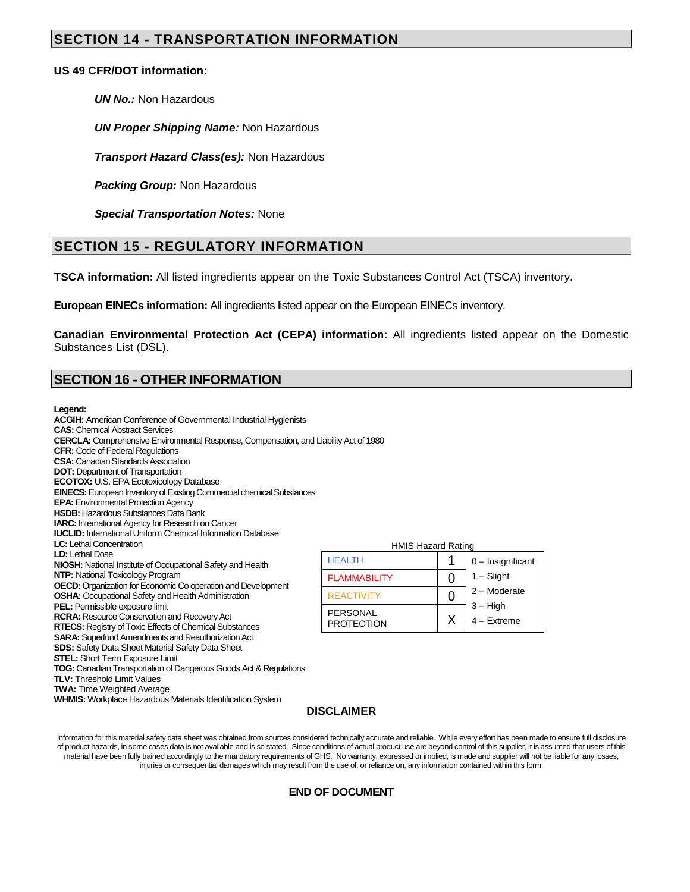## SECTION 14 - TRANSPORTATION INFORMATION

**US 49 CFR/DOT information:**

***UN No.:*** Non Hazardous

***UN Proper Shipping Name:*** Non Hazardous

***Transport Hazard Class(es):*** Non Hazardous

***Packing Group:*** Non Hazardous

***Special Transportation Notes:*** None

## SECTION 15 - REGULATORY INFORMATION

**TSCA information:** All listed ingredients appear on the Toxic Substances Control Act (TSCA) inventory.

**European EINECs information:** All ingredients listed appear on the European EINECs inventory.

**Canadian Environmental Protection Act (CEPA) information:** All ingredients listed appear on the Domestic Substances List (DSL).

## SECTION 16 - OTHER INFORMATION

**Legend:**
**ACGIH:** American Conference of Governmental Industrial Hygienists
**CAS:** Chemical Abstract Services
**CERCLA:** Comprehensive Environmental Response, Compensation, and Liability Act of 1980
**CFR:** Code of Federal Regulations
**CSA:** Canadian Standards Association
**DOT:** Department of Transportation
**ECOTOX:** U.S. EPA Ecotoxicology Database
**EINECS:** European Inventory of Existing Commercial chemical Substances
**EPA:** Environmental Protection Agency
**HSDB:** Hazardous Substances Data Bank
**IARC:** International Agency for Research on Cancer
**IUCLID:** International Uniform Chemical Information Database
**LC:** Lethal Concentration
**LD:** Lethal Dose
**NIOSH:** National Institute of Occupational Safety and Health
**NTP:** National Toxicology Program
**OECD:** Organization for Economic Co operation and Development
**OSHA:** Occupational Safety and Health Administration
**PEL:** Permissible exposure limit
**RCRA:** Resource Conservation and Recovery Act
**RTECS:** Registry of Toxic Effects of Chemical Substances
**SARA:** Superfund Amendments and Reauthorization Act
**SDS:** Safety Data Sheet Material Safety Data Sheet
**STEL:** Short Term Exposure Limit
**TOG:** Canadian Transportation of Dangerous Goods Act & Regulations
**TLV:** Threshold Limit Values
**TWA:** Time Weighted Average
**WHMIS:** Workplace Hazardous Materials Identification System

HMIS Hazard Rating

| | | |
|---|---|---|
| HEALTH | 1 | 0 – Insignificant |
| FLAMMABILITY | 0 | 1 – Slight |
| REACTIVITY | 0 | 2 – Moderate |
| PERSONAL PROTECTION | X | 3 – High<br>4 – Extreme |

**DISCLAIMER**

Information for this material safety data sheet was obtained from sources considered technically accurate and reliable. While every effort has been made to ensure full disclosure of product hazards, in some cases data is not available and is so stated. Since conditions of actual product use are beyond control of this supplier, it is assumed that users of this material have been fully trained accordingly to the mandatory requirements of GHS. No warranty, expressed or implied, is made and supplier will not be liable for any losses, injuries or consequential damages which may result from the use of, or reliance on, any information contained within this form.

**END OF DOCUMENT**